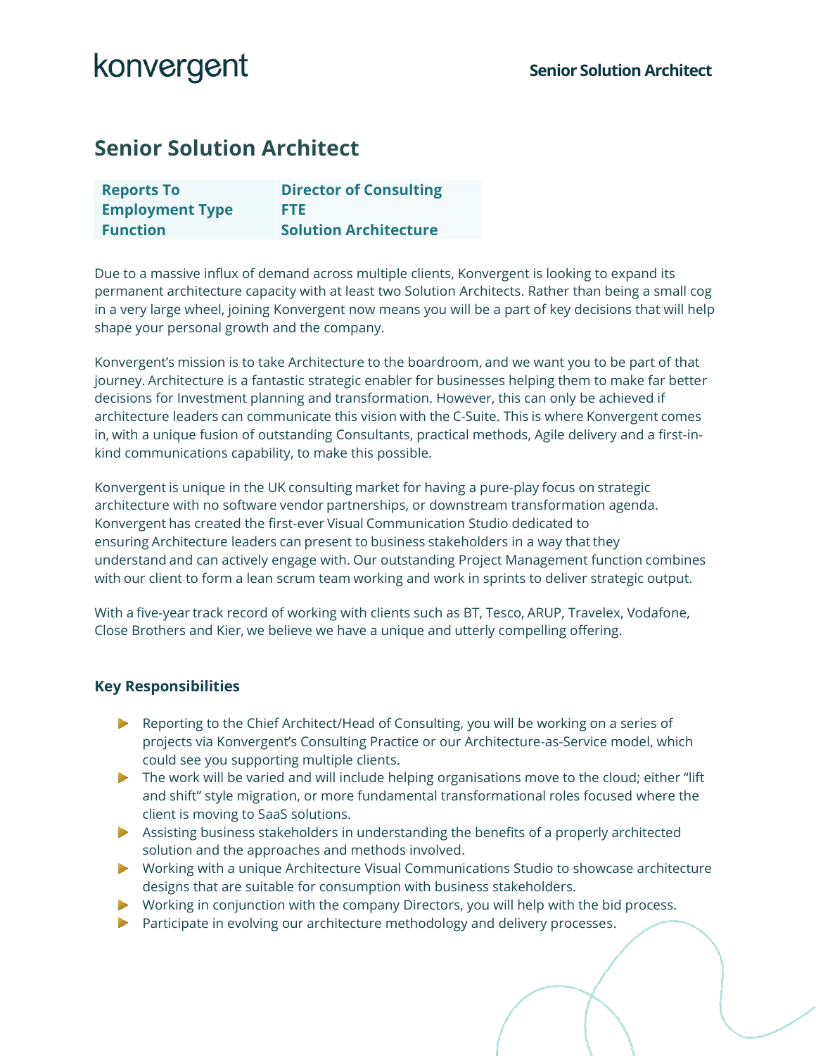# Senior Solution Architect

| Reports To | Director of Consulting |
|---|---|
| Employment Type | FTE |
| Function | Solution Architecture |

Due to a massive influx of demand across multiple clients, Konvergent is looking to expand its permanent architecture capacity with at least two Solution Architects. Rather than being a small cog in a very large wheel, joining Konvergent now means you will be a part of key decisions that will help shape your personal growth and the company.

Konvergent's mission is to take Architecture to the boardroom, and we want you to be part of that journey. Architecture is a fantastic strategic enabler for businesses helping them to make far better decisions for Investment planning and transformation. However, this can only be achieved if architecture leaders can communicate this vision with the C-Suite. This is where Konvergent comes in, with a unique fusion of outstanding Consultants, practical methods, Agile delivery and a first-in-kind communications capability, to make this possible.

Konvergent is unique in the UK consulting market for having a pure-play focus on strategic architecture with no software vendor partnerships, or downstream transformation agenda. Konvergent has created the first-ever Visual Communication Studio dedicated to ensuring Architecture leaders can present to business stakeholders in a way that they understand and can actively engage with. Our outstanding Project Management function combines with our client to form a lean scrum team working and work in sprints to deliver strategic output.

With a five-year track record of working with clients such as BT, Tesco, ARUP, Travelex, Vodafone, Close Brothers and Kier, we believe we have a unique and utterly compelling offering.

### Key Responsibilities

- Reporting to the Chief Architect/Head of Consulting, you will be working on a series of projects via Konvergent's Consulting Practice or our Architecture-as-Service model, which could see you supporting multiple clients.
- The work will be varied and will include helping organisations move to the cloud; either "lift and shift" style migration, or more fundamental transformational roles focused where the client is moving to SaaS solutions.
- Assisting business stakeholders in understanding the benefits of a properly architected solution and the approaches and methods involved.
- Working with a unique Architecture Visual Communications Studio to showcase architecture designs that are suitable for consumption with business stakeholders.
- Working in conjunction with the company Directors, you will help with the bid process.
- Participate in evolving our architecture methodology and delivery processes.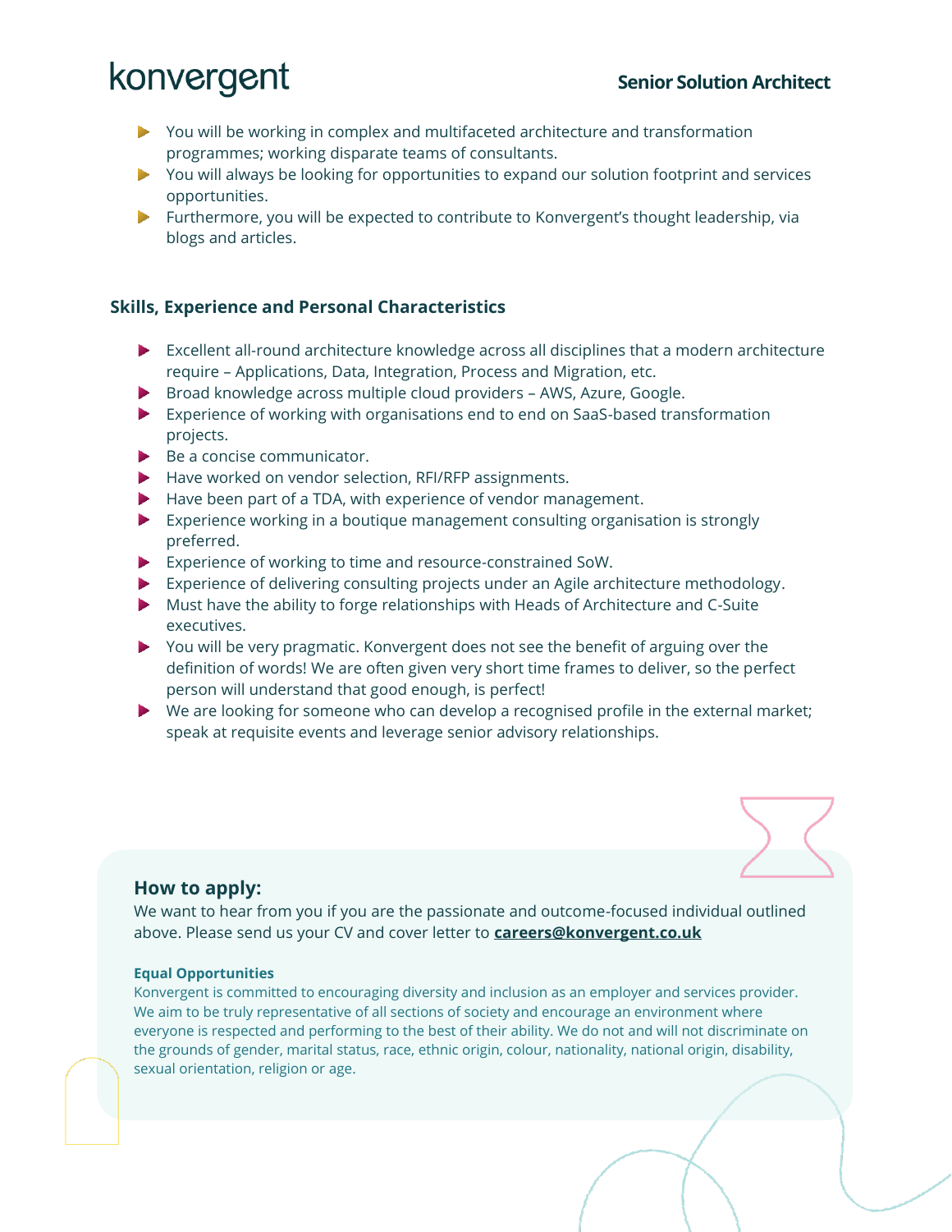- You will be working in complex and multifaceted architecture and transformation programmes; working disparate teams of consultants.
- You will always be looking for opportunities to expand our solution footprint and services opportunities.
- Furthermore, you will be expected to contribute to Konvergent's thought leadership, via blogs and articles.

### Skills, Experience and Personal Characteristics

- Excellent all-round architecture knowledge across all disciplines that a modern architecture require – Applications, Data, Integration, Process and Migration, etc.
- Broad knowledge across multiple cloud providers – AWS, Azure, Google.
- Experience of working with organisations end to end on SaaS-based transformation projects.
- Be a concise communicator.
- Have worked on vendor selection, RFI/RFP assignments.
- Have been part of a TDA, with experience of vendor management.
- Experience working in a boutique management consulting organisation is strongly preferred.
- Experience of working to time and resource-constrained SoW.
- Experience of delivering consulting projects under an Agile architecture methodology.
- Must have the ability to forge relationships with Heads of Architecture and C-Suite executives.
- You will be very pragmatic. Konvergent does not see the benefit of arguing over the definition of words! We are often given very short time frames to deliver, so the perfect person will understand that good enough, is perfect!
- We are looking for someone who can develop a recognised profile in the external market; speak at requisite events and leverage senior advisory relationships.

## How to apply:

We want to hear from you if you are the passionate and outcome-focused individual outlined above. Please send us your CV and cover letter to **careers@konvergent.co.uk**

#### Equal Opportunities

Konvergent is committed to encouraging diversity and inclusion as an employer and services provider. We aim to be truly representative of all sections of society and encourage an environment where everyone is respected and performing to the best of their ability. We do not and will not discriminate on the grounds of gender, marital status, race, ethnic origin, colour, nationality, national origin, disability, sexual orientation, religion or age.